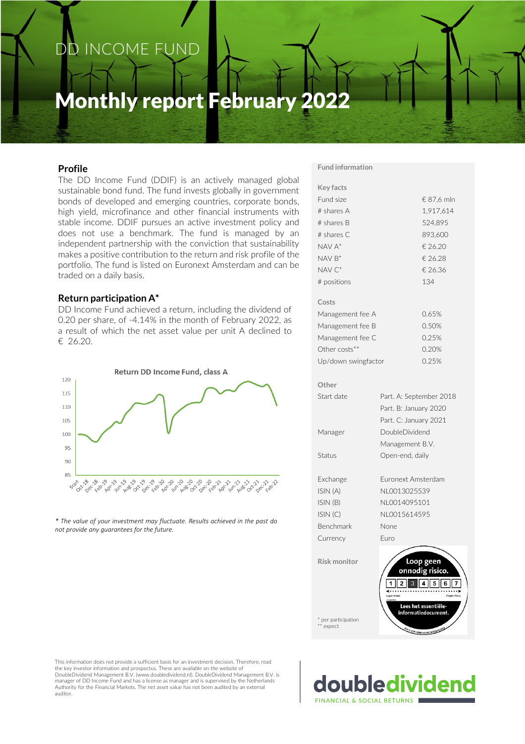# DD INCOME FUND

# Monthly report February 2022

## Profile

The DD Income Fund (DDIF) is an actively managed global sustainable bond fund. The fund invests globally in government bonds of developed and emerging countries, corporate bonds, high yield, microfinance and other financial instruments with stable income. DDIF pursues an active investment policy and does not use a benchmark. The fund is managed by an independent partnership with the conviction that sustainability makes a positive contribution to the return and risk profile of the portfolio. The fund is listed on Euronext Amsterdam and can be traded on a daily basis.

## Return participation A*

DD Income Fund achieved a return, including the dividend of 0.20 per share, of -4.14% in the month of February 2022, as a result of which the net asset value per unit A declined to € 26.20.

Return DD Income Fund, class A

*\* The value of your investment may fluctuate. Results achieved in the past do not provide any guarantees for the future.*

## Fund information

**Key facts**

| | |
|---|---|
| Fund size | € 87,6 mln |
| # shares A | 1,917,614 |
| # shares B | 524,895 |
| # shares C | 893,600 |
| NAV A* | € 26.20 |
| NAV B* | € 26.28 |
| NAV C* | € 26.36 |
| # positions | 134 |

**Costs**

| | |
|---|---|
| Management fee A | 0.65% |
| Management fee B | 0.50% |
| Management fee C | 0.25% |
| Other costs** | 0.20% |
| Up/down swingfactor | 0.25% |

**Other**

| | |
|---|---|
| Start date | Part. A: September 2018<br>Part. B: January 2020<br>Part. C: January 2021 |
| Manager | DoubleDividend Management B.V. |
| Status | Open-end, daily |
| Exchange | Euronext Amsterdam |
| ISIN (A) | NL0013025539 |
| ISIN (B) | NL0014095101 |
| ISIN (C) | NL0015614595 |
| Benchmark | None |
| Currency | Euro |

**Risk monitor**

Loop geen onnodig risico. 1 2 3 4 5 6 7 Lees het essentiële-informatiedocument.

\* per participation
\*\* expect

This information does not provide a sufficient basis for an investment decision. Therefore, read the key investor information and prospectus. These are available on the website of DoubleDividend Management B.V. (www.doubledividend.nl). DoubleDividend Management B.V. is manager of DD Income Fund and has a license as manager and is supervised by the Netherlands Authority for the Financial Markets. The net asset value has not been audited by an external auditor.

doubledividend
FINANCIAL & SOCIAL RETURNS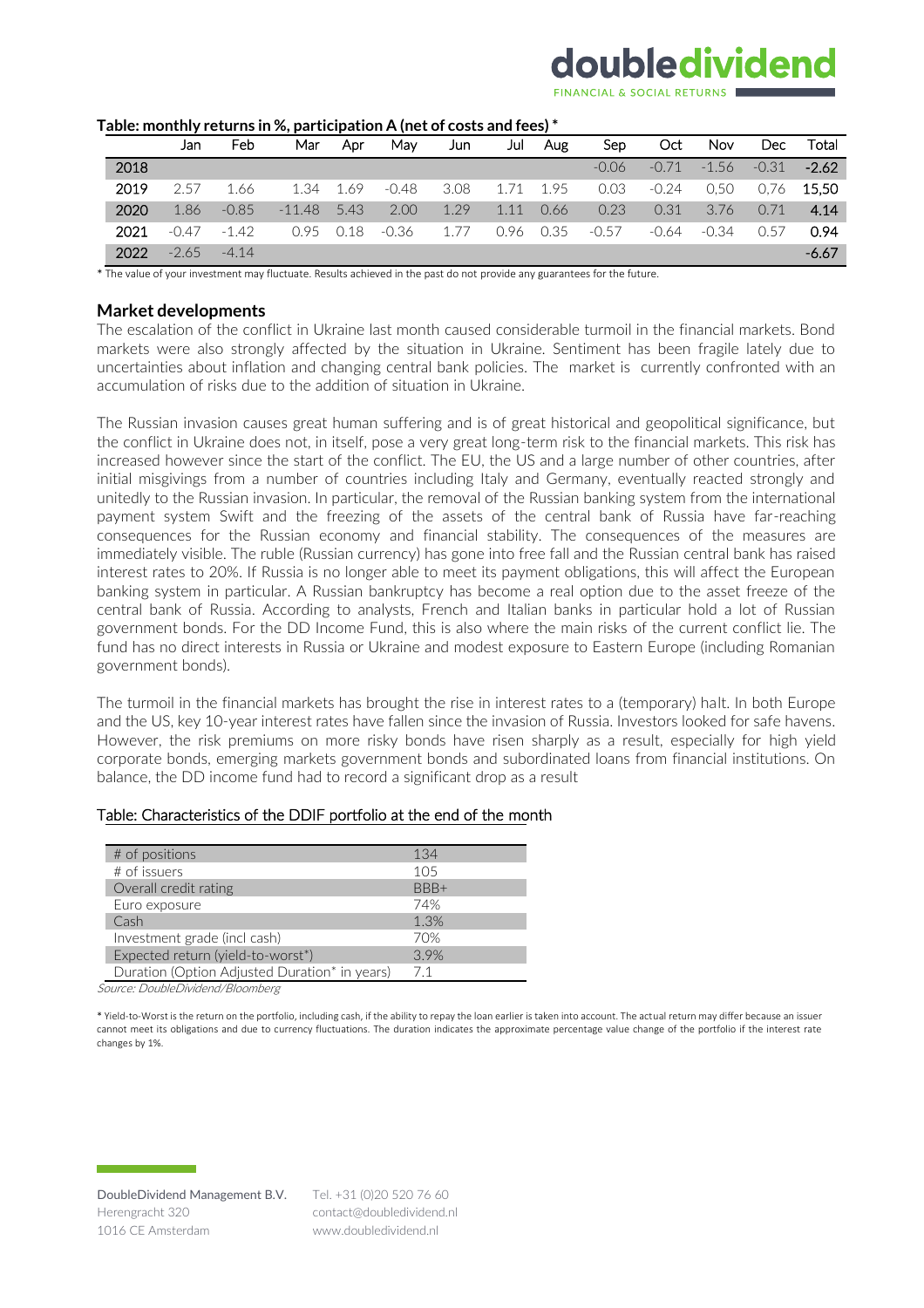**Table: monthly returns in %, participation A (net of costs and fees) ***

| | Jan | Feb | Mar | Apr | May | Jun | Jul | Aug | Sep | Oct | Nov | Dec | Total |
|---|---|---|---|---|---|---|---|---|---|---|---|---|---|
| 2018 | | | | | | | | | -0.06 | -0.71 | -1.56 | -0.31 | **-2.62** |
| 2019 | 2.57 | 1.66 | 1.34 | 1.69 | -0.48 | 3.08 | 1.71 | 1.95 | 0.03 | -0.24 | 0,50 | 0,76 | **15,50** |
| 2020 | 1.86 | -0.85 | -11.48 | 5.43 | 2.00 | 1.29 | 1.11 | 0.66 | 0.23 | 0.31 | 3.76 | 0.71 | **4.14** |
| 2021 | -0.47 | -1.42 | 0.95 | 0.18 | -0.36 | 1.77 | 0.96 | 0.35 | -0.57 | -0.64 | -0.34 | 0.57 | **0.94** |
| 2022 | -2.65 | -4.14 | | | | | | | | | | | **-6.67** |

* The value of your investment may fluctuate. Results achieved in the past do not provide any guarantees for the future.

## Market developments

The escalation of the conflict in Ukraine last month caused considerable turmoil in the financial markets. Bond markets were also strongly affected by the situation in Ukraine. Sentiment has been fragile lately due to uncertainties about inflation and changing central bank policies. The market is currently confronted with an accumulation of risks due to the addition of situation in Ukraine.

The Russian invasion causes great human suffering and is of great historical and geopolitical significance, but the conflict in Ukraine does not, in itself, pose a very great long-term risk to the financial markets. This risk has increased however since the start of the conflict. The EU, the US and a large number of other countries, after initial misgivings from a number of countries including Italy and Germany, eventually reacted strongly and unitedly to the Russian invasion. In particular, the removal of the Russian banking system from the international payment system Swift and the freezing of the assets of the central bank of Russia have far-reaching consequences for the Russian economy and financial stability. The consequences of the measures are immediately visible. The ruble (Russian currency) has gone into free fall and the Russian central bank has raised interest rates to 20%. If Russia is no longer able to meet its payment obligations, this will affect the European banking system in particular. A Russian bankruptcy has become a real option due to the asset freeze of the central bank of Russia. According to analysts, French and Italian banks in particular hold a lot of Russian government bonds. For the DD Income Fund, this is also where the main risks of the current conflict lie. The fund has no direct interests in Russia or Ukraine and modest exposure to Eastern Europe (including Romanian government bonds).

The turmoil in the financial markets has brought the rise in interest rates to a (temporary) halt. In both Europe and the US, key 10-year interest rates have fallen since the invasion of Russia. Investors looked for safe havens. However, the risk premiums on more risky bonds have risen sharply as a result, especially for high yield corporate bonds, emerging markets government bonds and subordinated loans from financial institutions. On balance, the DD income fund had to record a significant drop as a result

Table: Characteristics of the DDIF portfolio at the end of the month

| | |
|---|---|
| # of positions | 134 |
| # of issuers | 105 |
| Overall credit rating | BBB+ |
| Euro exposure | 74% |
| Cash | 1.3% |
| Investment grade (incl cash) | 70% |
| Expected return (yield-to-worst*) | 3.9% |
| Duration (Option Adjusted Duration* in years) | 7.1 |

*Source: DoubleDividend/Bloomberg*

* Yield-to-Worst is the return on the portfolio, including cash, if the ability to repay the loan earlier is taken into account. The actual return may differ because an issuer cannot meet its obligations and due to currency fluctuations. The duration indicates the approximate percentage value change of the portfolio if the interest rate changes by 1%.

DoubleDividend Management B.V.
Herengracht 320
1016 CE Amsterdam

Tel. +31 (0)20 520 76 60
contact@doubledividend.nl
www.doubledividend.nl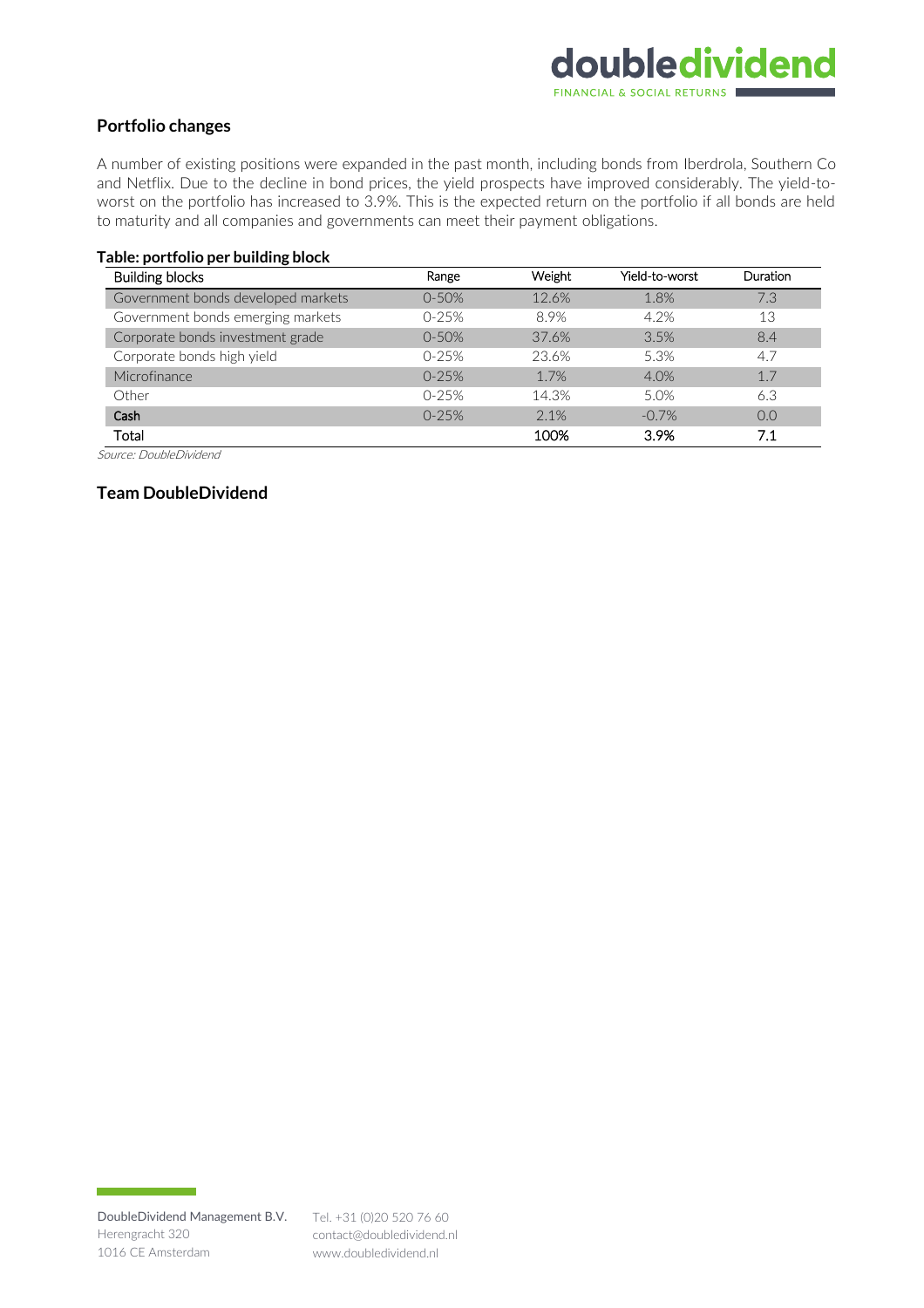## Portfolio changes

A number of existing positions were expanded in the past month, including bonds from Iberdrola, Southern Co and Netflix. Due to the decline in bond prices, the yield prospects have improved considerably. The yield-to-worst on the portfolio has increased to 3.9%. This is the expected return on the portfolio if all bonds are held to maturity and all companies and governments can meet their payment obligations.

**Table: portfolio per building block**

| Building blocks | Range | Weight | Yield-to-worst | Duration |
|---|---|---|---|---|
| Government bonds developed markets | 0-50% | 12.6% | 1.8% | 7.3 |
| Government bonds emerging markets | 0-25% | 8.9% | 4.2% | 13 |
| Corporate bonds investment grade | 0-50% | 37.6% | 3.5% | 8.4 |
| Corporate bonds high yield | 0-25% | 23.6% | 5.3% | 4.7 |
| Microfinance | 0-25% | 1.7% | 4.0% | 1.7 |
| Other | 0-25% | 14.3% | 5.0% | 6.3 |
| Cash | 0-25% | 2.1% | -0.7% | 0.0 |
| Total | | 100% | 3.9% | 7.1 |

*Source: DoubleDividend*

**Team DoubleDividend**

DoubleDividend Management B.V.
Herengracht 320
1016 CE Amsterdam

Tel. +31 (0)20 520 76 60
contact@doubledividend.nl
www.doubledividend.nl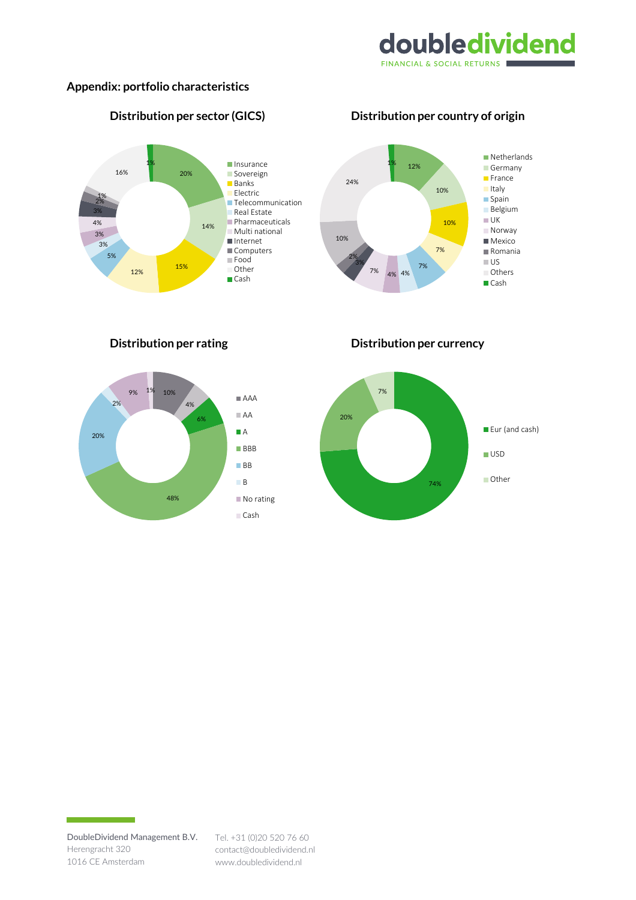## Appendix: portfolio characteristics

### Distribution per sector (GICS)

1%
20%
14%
15%
12%
5%
3%
3%
4%
3%
2%
1%
16%

Insurance
Sovereign
Banks
Electric
Telecommunication
Real Estate
Pharmaceuticals
Multi national
Internet
Computers
Food
Other
Cash

### Distribution per country of origin

1%
12%
10%
10%
7%
7%
4%
4%
7%
3%
2%
10%
24%

Netherlands
Germany
France
Italy
Spain
Belgium
UK
Norway
Mexico
Romania
US
Others
Cash

### Distribution per rating

10%
4%
6%
48%
20%
2%
9%
1%

AAA
AA
A
BBB
BB
B
No rating
Cash

### Distribution per currency

7%
20%
74%

Eur (and cash)
USD
Other

DoubleDividend Management B.V.
Herengracht 320
1016 CE Amsterdam

Tel. +31 (0)20 520 76 60
contact@doubledividend.nl
www.doubledividend.nl